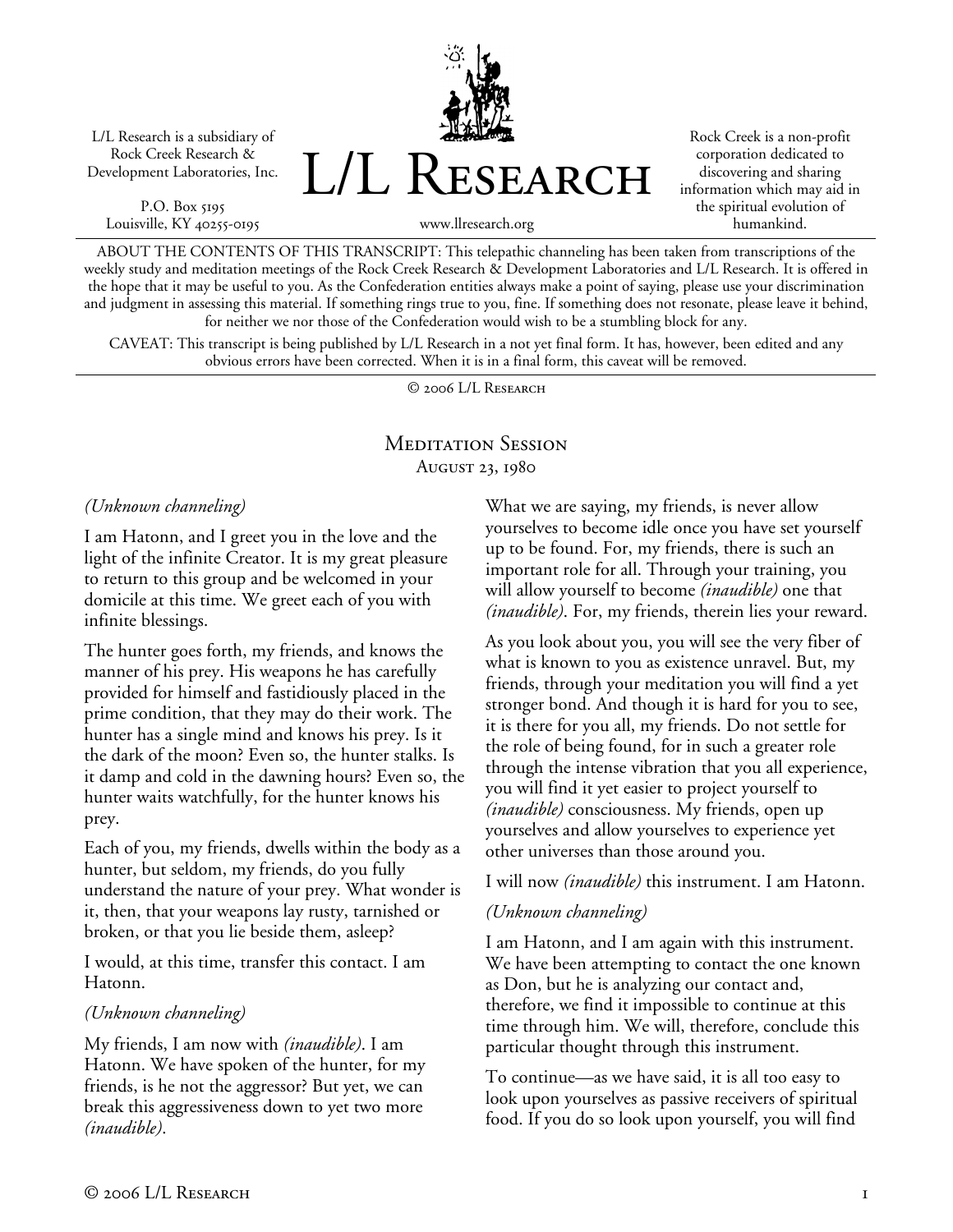L/L Research is a subsidiary of Rock Creek Research & Development Laboratories, Inc.

P.O. Box 5195
Louisville, KY 40255-0195

# L/L Research

www.llresearch.org

Rock Creek is a non-profit corporation dedicated to discovering and sharing information which may aid in the spiritual evolution of humankind.

ABOUT THE CONTENTS OF THIS TRANSCRIPT: This telepathic channeling has been taken from transcriptions of the weekly study and meditation meetings of the Rock Creek Research & Development Laboratories and L/L Research. It is offered in the hope that it may be useful to you. As the Confederation entities always make a point of saying, please use your discrimination and judgment in assessing this material. If something rings true to you, fine. If something does not resonate, please leave it behind, for neither we nor those of the Confederation would wish to be a stumbling block for any.

CAVEAT: This transcript is being published by L/L Research in a not yet final form. It has, however, been edited and any obvious errors have been corrected. When it is in a final form, this caveat will be removed.

© 2006 L/L Research

## Meditation Session
### August 23, 1980

*(Unknown channeling)*

I am Hatonn, and I greet you in the love and the light of the infinite Creator. It is my great pleasure to return to this group and be welcomed in your domicile at this time. We greet each of you with infinite blessings.

The hunter goes forth, my friends, and knows the manner of his prey. His weapons he has carefully provided for himself and fastidiously placed in the prime condition, that they may do their work. The hunter has a single mind and knows his prey. Is it the dark of the moon? Even so, the hunter stalks. Is it damp and cold in the dawning hours? Even so, the hunter waits watchfully, for the hunter knows his prey.

Each of you, my friends, dwells within the body as a hunter, but seldom, my friends, do you fully understand the nature of your prey. What wonder is it, then, that your weapons lay rusty, tarnished or broken, or that you lie beside them, asleep?

I would, at this time, transfer this contact. I am Hatonn.

*(Unknown channeling)*

My friends, I am now with *(inaudible)*. I am Hatonn. We have spoken of the hunter, for my friends, is he not the aggressor? But yet, we can break this aggressiveness down to yet two more *(inaudible)*.

What we are saying, my friends, is never allow yourselves to become idle once you have set yourself up to be found. For, my friends, there is such an important role for all. Through your training, you will allow yourself to become *(inaudible)* one that *(inaudible)*. For, my friends, therein lies your reward.

As you look about you, you will see the very fiber of what is known to you as existence unravel. But, my friends, through your meditation you will find a yet stronger bond. And though it is hard for you to see, it is there for you all, my friends. Do not settle for the role of being found, for in such a greater role through the intense vibration that you all experience, you will find it yet easier to project yourself to *(inaudible)* consciousness. My friends, open up yourselves and allow yourselves to experience yet other universes than those around you.

I will now *(inaudible)* this instrument. I am Hatonn.

*(Unknown channeling)*

I am Hatonn, and I am again with this instrument. We have been attempting to contact the one known as Don, but he is analyzing our contact and, therefore, we find it impossible to continue at this time through him. We will, therefore, conclude this particular thought through this instrument.

To continue—as we have said, it is all too easy to look upon yourselves as passive receivers of spiritual food. If you do so look upon yourself, you will find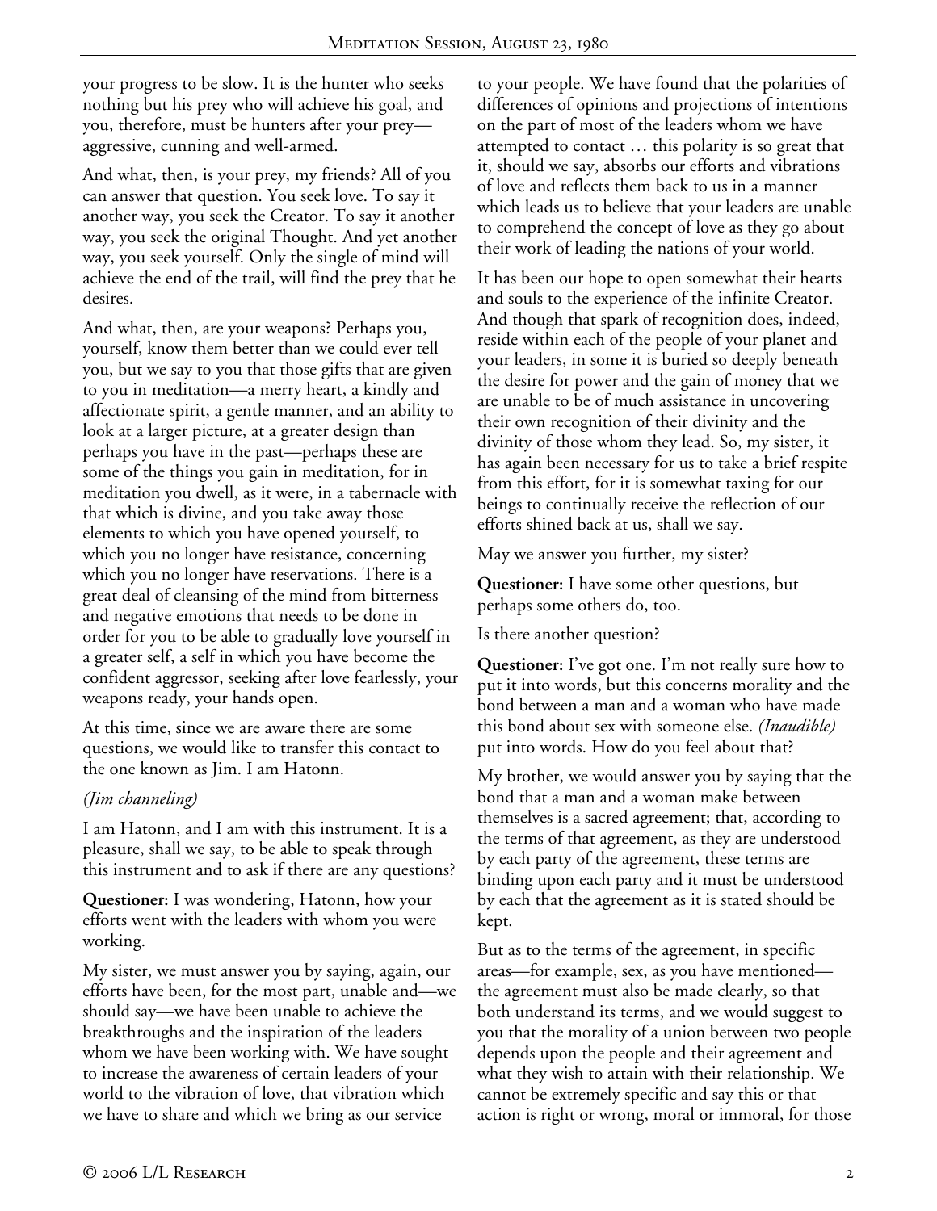your progress to be slow. It is the hunter who seeks nothing but his prey who will achieve his goal, and you, therefore, must be hunters after your prey—aggressive, cunning and well-armed.

And what, then, is your prey, my friends? All of you can answer that question. You seek love. To say it another way, you seek the Creator. To say it another way, you seek the original Thought. And yet another way, you seek yourself. Only the single of mind will achieve the end of the trail, will find the prey that he desires.

And what, then, are your weapons? Perhaps you, yourself, know them better than we could ever tell you, but we say to you that those gifts that are given to you in meditation—a merry heart, a kindly and affectionate spirit, a gentle manner, and an ability to look at a larger picture, at a greater design than perhaps you have in the past—perhaps these are some of the things you gain in meditation, for in meditation you dwell, as it were, in a tabernacle with that which is divine, and you take away those elements to which you have opened yourself, to which you no longer have resistance, concerning which you no longer have reservations. There is a great deal of cleansing of the mind from bitterness and negative emotions that needs to be done in order for you to be able to gradually love yourself in a greater self, a self in which you have become the confident aggressor, seeking after love fearlessly, your weapons ready, your hands open.

At this time, since we are aware there are some questions, we would like to transfer this contact to the one known as Jim. I am Hatonn.

*(Jim channeling)*

I am Hatonn, and I am with this instrument. It is a pleasure, shall we say, to be able to speak through this instrument and to ask if there are any questions?

**Questioner:** I was wondering, Hatonn, how your efforts went with the leaders with whom you were working.

My sister, we must answer you by saying, again, our efforts have been, for the most part, unable and—we should say—we have been unable to achieve the breakthroughs and the inspiration of the leaders whom we have been working with. We have sought to increase the awareness of certain leaders of your world to the vibration of love, that vibration which we have to share and which we bring as our service to your people. We have found that the polarities of differences of opinions and projections of intentions on the part of most of the leaders whom we have attempted to contact … this polarity is so great that it, should we say, absorbs our efforts and vibrations of love and reflects them back to us in a manner which leads us to believe that your leaders are unable to comprehend the concept of love as they go about their work of leading the nations of your world.

It has been our hope to open somewhat their hearts and souls to the experience of the infinite Creator. And though that spark of recognition does, indeed, reside within each of the people of your planet and your leaders, in some it is buried so deeply beneath the desire for power and the gain of money that we are unable to be of much assistance in uncovering their own recognition of their divinity and the divinity of those whom they lead. So, my sister, it has again been necessary for us to take a brief respite from this effort, for it is somewhat taxing for our beings to continually receive the reflection of our efforts shined back at us, shall we say.

May we answer you further, my sister?

**Questioner:** I have some other questions, but perhaps some others do, too.

Is there another question?

**Questioner:** I've got one. I'm not really sure how to put it into words, but this concerns morality and the bond between a man and a woman who have made this bond about sex with someone else. *(Inaudible)* put into words. How do you feel about that?

My brother, we would answer you by saying that the bond that a man and a woman make between themselves is a sacred agreement; that, according to the terms of that agreement, as they are understood by each party of the agreement, these terms are binding upon each party and it must be understood by each that the agreement as it is stated should be kept.

But as to the terms of the agreement, in specific areas—for example, sex, as you have mentioned—the agreement must also be made clearly, so that both understand its terms, and we would suggest to you that the morality of a union between two people depends upon the people and their agreement and what they wish to attain with their relationship. We cannot be extremely specific and say this or that action is right or wrong, moral or immoral, for those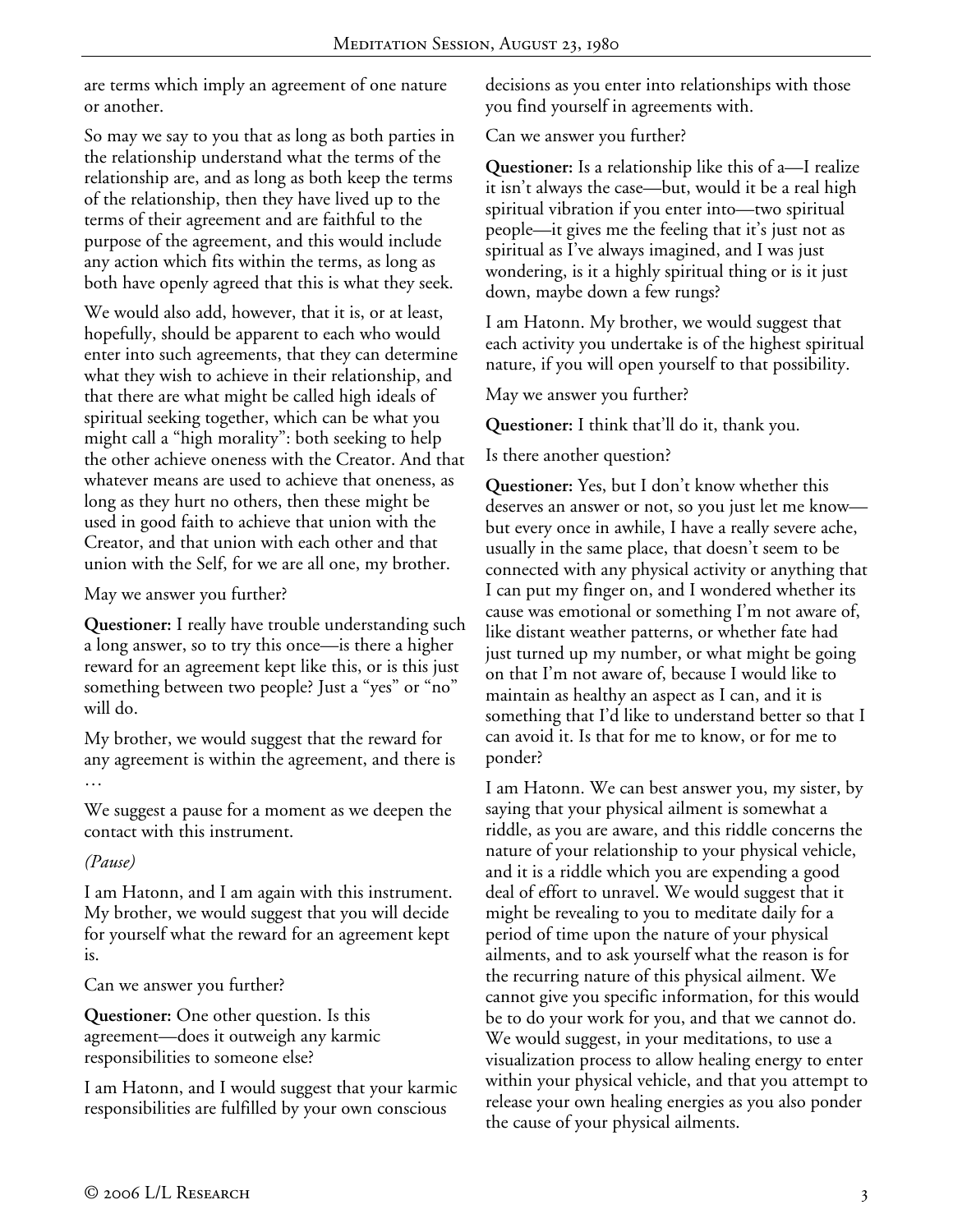are terms which imply an agreement of one nature or another.

So may we say to you that as long as both parties in the relationship understand what the terms of the relationship are, and as long as both keep the terms of the relationship, then they have lived up to the terms of their agreement and are faithful to the purpose of the agreement, and this would include any action which fits within the terms, as long as both have openly agreed that this is what they seek.

We would also add, however, that it is, or at least, hopefully, should be apparent to each who would enter into such agreements, that they can determine what they wish to achieve in their relationship, and that there are what might be called high ideals of spiritual seeking together, which can be what you might call a "high morality": both seeking to help the other achieve oneness with the Creator. And that whatever means are used to achieve that oneness, as long as they hurt no others, then these might be used in good faith to achieve that union with the Creator, and that union with each other and that union with the Self, for we are all one, my brother.

May we answer you further?

**Questioner:** I really have trouble understanding such a long answer, so to try this once—is there a higher reward for an agreement kept like this, or is this just something between two people? Just a "yes" or "no" will do.

My brother, we would suggest that the reward for any agreement is within the agreement, and there is …

We suggest a pause for a moment as we deepen the contact with this instrument.

*(Pause)*

I am Hatonn, and I am again with this instrument. My brother, we would suggest that you will decide for yourself what the reward for an agreement kept is.

Can we answer you further?

**Questioner:** One other question. Is this agreement—does it outweigh any karmic responsibilities to someone else?

I am Hatonn, and I would suggest that your karmic responsibilities are fulfilled by your own conscious decisions as you enter into relationships with those you find yourself in agreements with.

Can we answer you further?

**Questioner:** Is a relationship like this of a—I realize it isn't always the case—but, would it be a real high spiritual vibration if you enter into—two spiritual people—it gives me the feeling that it's just not as spiritual as I've always imagined, and I was just wondering, is it a highly spiritual thing or is it just down, maybe down a few rungs?

I am Hatonn. My brother, we would suggest that each activity you undertake is of the highest spiritual nature, if you will open yourself to that possibility.

May we answer you further?

**Questioner:** I think that'll do it, thank you.

Is there another question?

**Questioner:** Yes, but I don't know whether this deserves an answer or not, so you just let me know—but every once in awhile, I have a really severe ache, usually in the same place, that doesn't seem to be connected with any physical activity or anything that I can put my finger on, and I wondered whether its cause was emotional or something I'm not aware of, like distant weather patterns, or whether fate had just turned up my number, or what might be going on that I'm not aware of, because I would like to maintain as healthy an aspect as I can, and it is something that I'd like to understand better so that I can avoid it. Is that for me to know, or for me to ponder?

I am Hatonn. We can best answer you, my sister, by saying that your physical ailment is somewhat a riddle, as you are aware, and this riddle concerns the nature of your relationship to your physical vehicle, and it is a riddle which you are expending a good deal of effort to unravel. We would suggest that it might be revealing to you to meditate daily for a period of time upon the nature of your physical ailments, and to ask yourself what the reason is for the recurring nature of this physical ailment. We cannot give you specific information, for this would be to do your work for you, and that we cannot do. We would suggest, in your meditations, to use a visualization process to allow healing energy to enter within your physical vehicle, and that you attempt to release your own healing energies as you also ponder the cause of your physical ailments.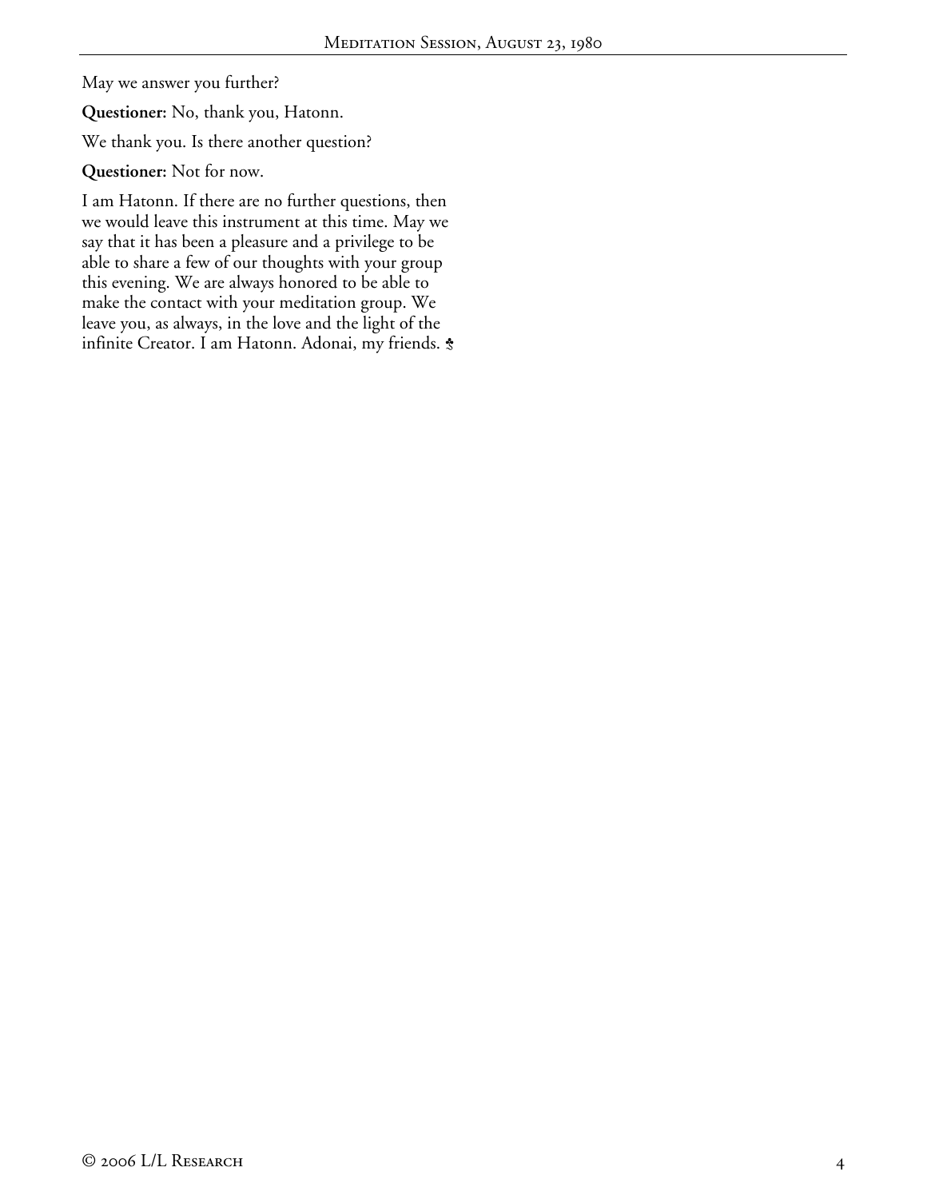May we answer you further?

**Questioner:** No, thank you, Hatonn.

We thank you. Is there another question?

**Questioner:** Not for now.

I am Hatonn. If there are no further questions, then we would leave this instrument at this time. May we say that it has been a pleasure and a privilege to be able to share a few of our thoughts with your group this evening. We are always honored to be able to make the contact with your meditation group. We leave you, as always, in the love and the light of the infinite Creator. I am Hatonn. Adonai, my friends.